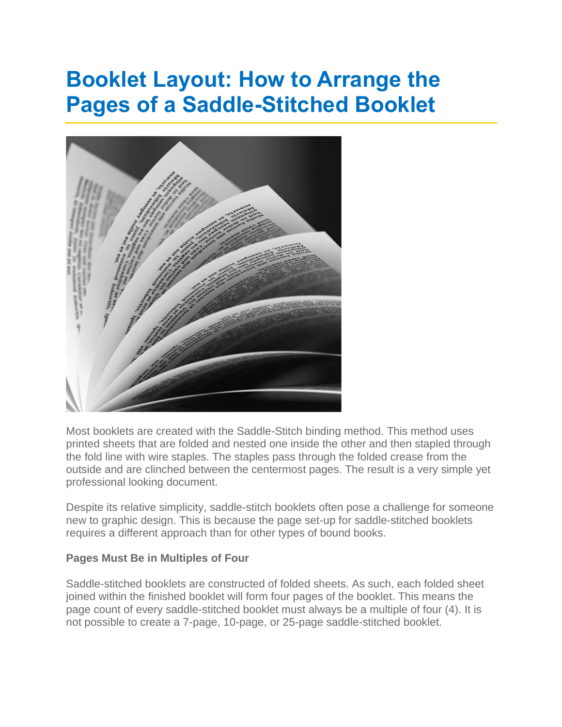# Booklet Layout: How to Arrange the Pages of a Saddle-Stitched Booklet

Most booklets are created with the Saddle-Stitch binding method. This method uses printed sheets that are folded and nested one inside the other and then stapled through the fold line with wire staples. The staples pass through the folded crease from the outside and are clinched between the centermost pages. The result is a very simple yet professional looking document.

Despite its relative simplicity, saddle-stitch booklets often pose a challenge for someone new to graphic design. This is because the page set-up for saddle-stitched booklets requires a different approach than for other types of bound books.

**Pages Must Be in Multiples of Four**

Saddle-stitched booklets are constructed of folded sheets. As such, each folded sheet joined within the finished booklet will form four pages of the booklet. This means the page count of every saddle-stitched booklet must always be a multiple of four (4). It is not possible to create a 7-page, 10-page, or 25-page saddle-stitched booklet.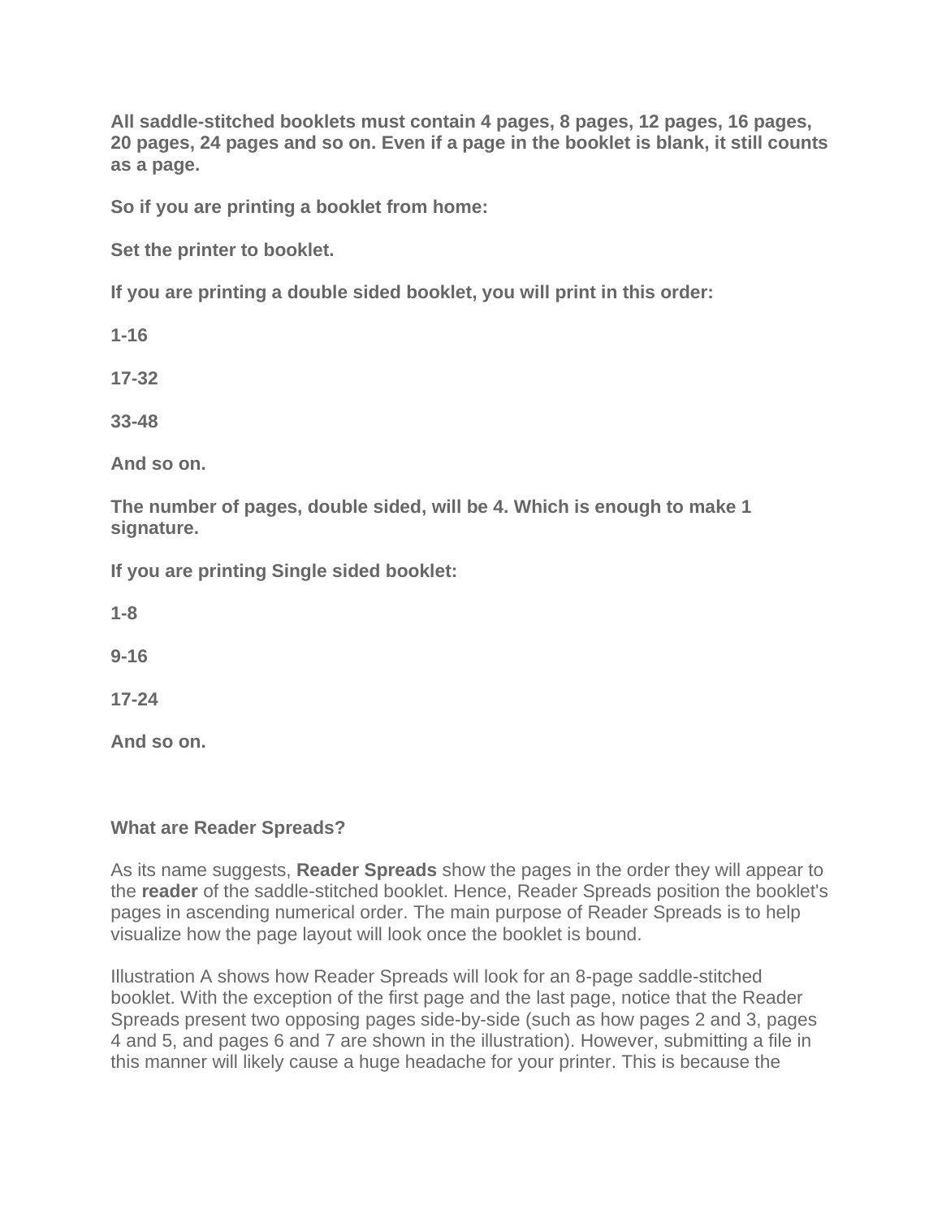**All saddle-stitched booklets must contain 4 pages, 8 pages, 12 pages, 16 pages, 20 pages, 24 pages and so on. Even if a page in the booklet is blank, it still counts as a page.**

**So if you are printing a booklet from home:**

**Set the printer to booklet.**

**If you are printing a double sided booklet, you will print in this order:**

**1-16**

**17-32**

**33-48**

**And so on.**

**The number of pages, double sided, will be 4. Which is enough to make 1 signature.**

**If you are printing Single sided booklet:**

**1-8**

**9-16**

**17-24**

**And so on.**

**What are Reader Spreads?**

As its name suggests, **Reader Spreads** show the pages in the order they will appear to the **reader** of the saddle-stitched booklet. Hence, Reader Spreads position the booklet's pages in ascending numerical order. The main purpose of Reader Spreads is to help visualize how the page layout will look once the booklet is bound.

Illustration A shows how Reader Spreads will look for an 8-page saddle-stitched booklet. With the exception of the first page and the last page, notice that the Reader Spreads present two opposing pages side-by-side (such as how pages 2 and 3, pages 4 and 5, and pages 6 and 7 are shown in the illustration). However, submitting a file in this manner will likely cause a huge headache for your printer. This is because the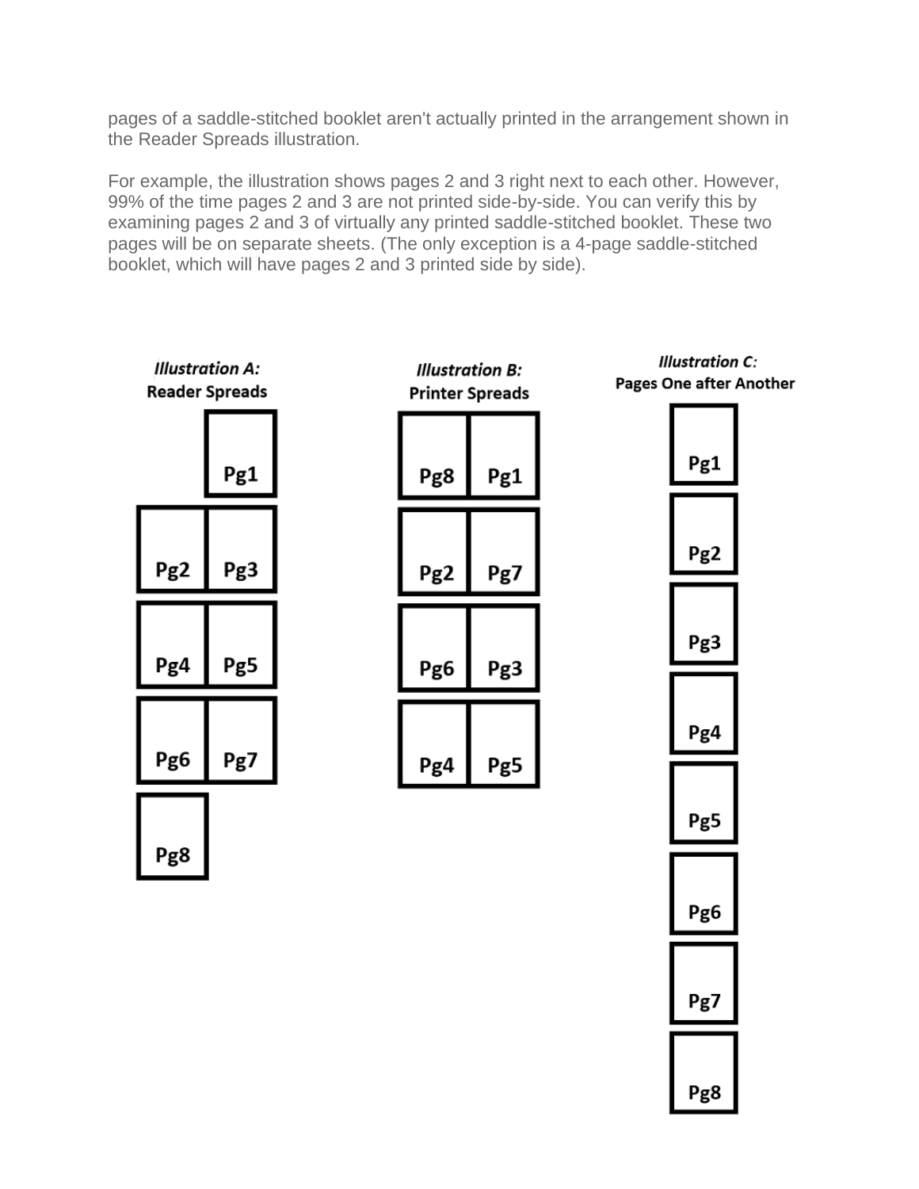pages of a saddle-stitched booklet aren't actually printed in the arrangement shown in the Reader Spreads illustration.

For example, the illustration shows pages 2 and 3 right next to each other. However, 99% of the time pages 2 and 3 are not printed side-by-side. You can verify this by examining pages 2 and 3 of virtually any printed saddle-stitched booklet. These two pages will be on separate sheets. (The only exception is a 4-page saddle-stitched booklet, which will have pages 2 and 3 printed side by side).

***Illustration A:***
**Reader Spreads**

| | |
|---|---|
| | Pg1 |
| Pg2 | Pg3 |
| Pg4 | Pg5 |
| Pg6 | Pg7 |
| Pg8 | |

***Illustration B:***
**Printer Spreads**

| | |
|---|---|
| Pg8 | Pg1 |
| Pg2 | Pg7 |
| Pg6 | Pg3 |
| Pg4 | Pg5 |

***Illustration C:***
**Pages One after Another**

| |
|---|
| Pg1 |
| Pg2 |
| Pg3 |
| Pg4 |
| Pg5 |
| Pg6 |
| Pg7 |
| Pg8 |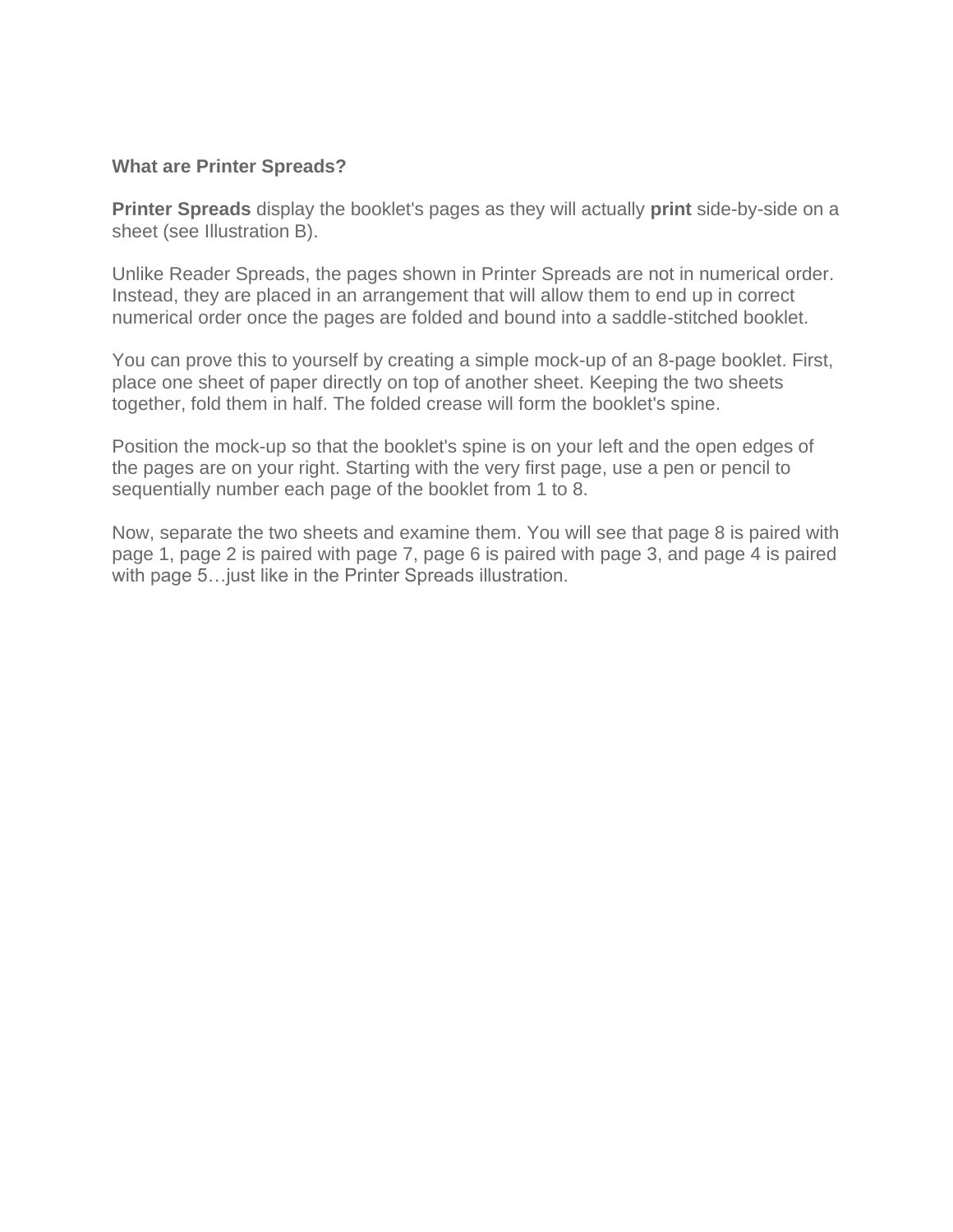**What are Printer Spreads?**

**Printer Spreads** display the booklet's pages as they will actually **print** side-by-side on a sheet (see Illustration B).

Unlike Reader Spreads, the pages shown in Printer Spreads are not in numerical order. Instead, they are placed in an arrangement that will allow them to end up in correct numerical order once the pages are folded and bound into a saddle-stitched booklet.

You can prove this to yourself by creating a simple mock-up of an 8-page booklet. First, place one sheet of paper directly on top of another sheet. Keeping the two sheets together, fold them in half. The folded crease will form the booklet's spine.

Position the mock-up so that the booklet's spine is on your left and the open edges of the pages are on your right. Starting with the very first page, use a pen or pencil to sequentially number each page of the booklet from 1 to 8.

Now, separate the two sheets and examine them. You will see that page 8 is paired with page 1, page 2 is paired with page 7, page 6 is paired with page 3, and page 4 is paired with page 5…just like in the Printer Spreads illustration.